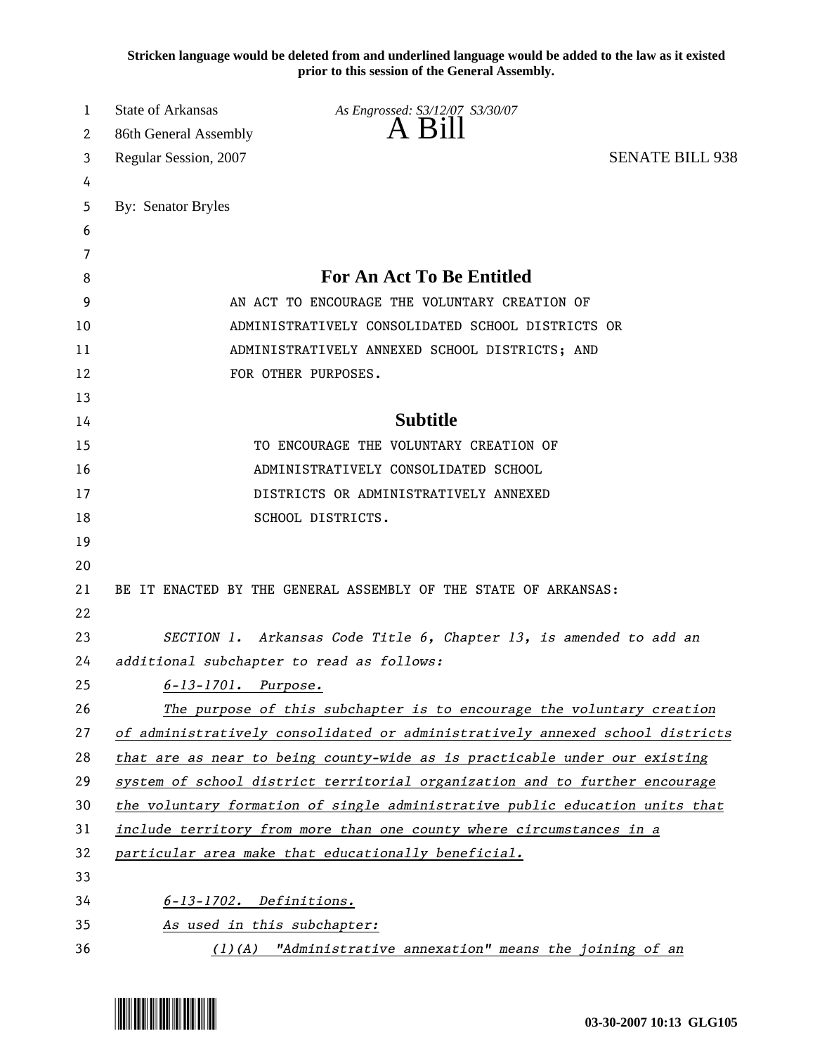**Stricken language would be deleted from and underlined language would be added to the law as it existed prior to this session of the General Assembly.**

State of Arkansas
86th General Assembly
Regular Session, 2007

*As Engrossed: S3/12/07 S3/30/07*

# A Bill

SENATE BILL 938

By: Senator Bryles

## For An Act To Be Entitled

AN ACT TO ENCOURAGE THE VOLUNTARY CREATION OF ADMINISTRATIVELY CONSOLIDATED SCHOOL DISTRICTS OR ADMINISTRATIVELY ANNEXED SCHOOL DISTRICTS; AND FOR OTHER PURPOSES.

## Subtitle

TO ENCOURAGE THE VOLUNTARY CREATION OF ADMINISTRATIVELY CONSOLIDATED SCHOOL DISTRICTS OR ADMINISTRATIVELY ANNEXED SCHOOL DISTRICTS.

BE IT ENACTED BY THE GENERAL ASSEMBLY OF THE STATE OF ARKANSAS:

*SECTION 1. Arkansas Code Title 6, Chapter 13, is amended to add an additional subchapter to read as follows:*

*6-13-1701. Purpose.*

*The purpose of this subchapter is to encourage the voluntary creation of administratively consolidated or administratively annexed school districts that are as near to being county-wide as is practicable under our existing system of school district territorial organization and to further encourage the voluntary formation of single administrative public education units that include territory from more than one county where circumstances in a particular area make that educationally beneficial.*

*6-13-1702. Definitions.*

*As used in this subchapter:*

*(1)(A) "Administrative annexation" means the joining of an*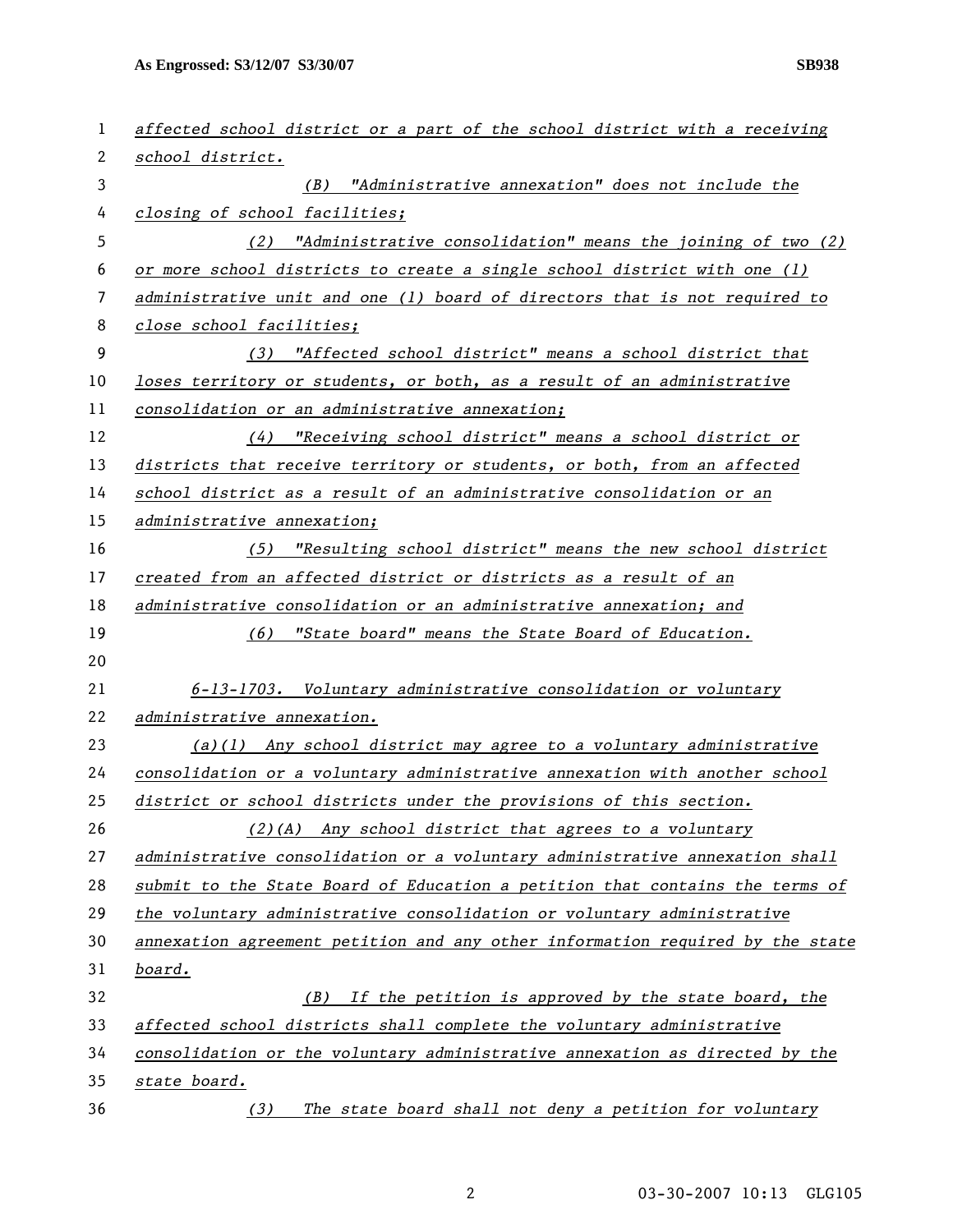*affected school district or a part of the school district with a receiving school district.*

*(B) "Administrative annexation" does not include the closing of school facilities;*

*(2) "Administrative consolidation" means the joining of two (2) or more school districts to create a single school district with one (1) administrative unit and one (1) board of directors that is not required to close school facilities;*

*(3) "Affected school district" means a school district that loses territory or students, or both, as a result of an administrative consolidation or an administrative annexation;*

*(4) "Receiving school district" means a school district or districts that receive territory or students, or both, from an affected school district as a result of an administrative consolidation or an administrative annexation;*

*(5) "Resulting school district" means the new school district created from an affected district or districts as a result of an administrative consolidation or an administrative annexation; and*

*(6) "State board" means the State Board of Education.*

*6-13-1703. Voluntary administrative consolidation or voluntary administrative annexation.*

*(a)(1) Any school district may agree to a voluntary administrative consolidation or a voluntary administrative annexation with another school district or school districts under the provisions of this section.*

*(2)(A) Any school district that agrees to a voluntary administrative consolidation or a voluntary administrative annexation shall submit to the State Board of Education a petition that contains the terms of the voluntary administrative consolidation or voluntary administrative annexation agreement petition and any other information required by the state board.*

*(B) If the petition is approved by the state board, the affected school districts shall complete the voluntary administrative consolidation or the voluntary administrative annexation as directed by the state board.*

*(3) The state board shall not deny a petition for voluntary*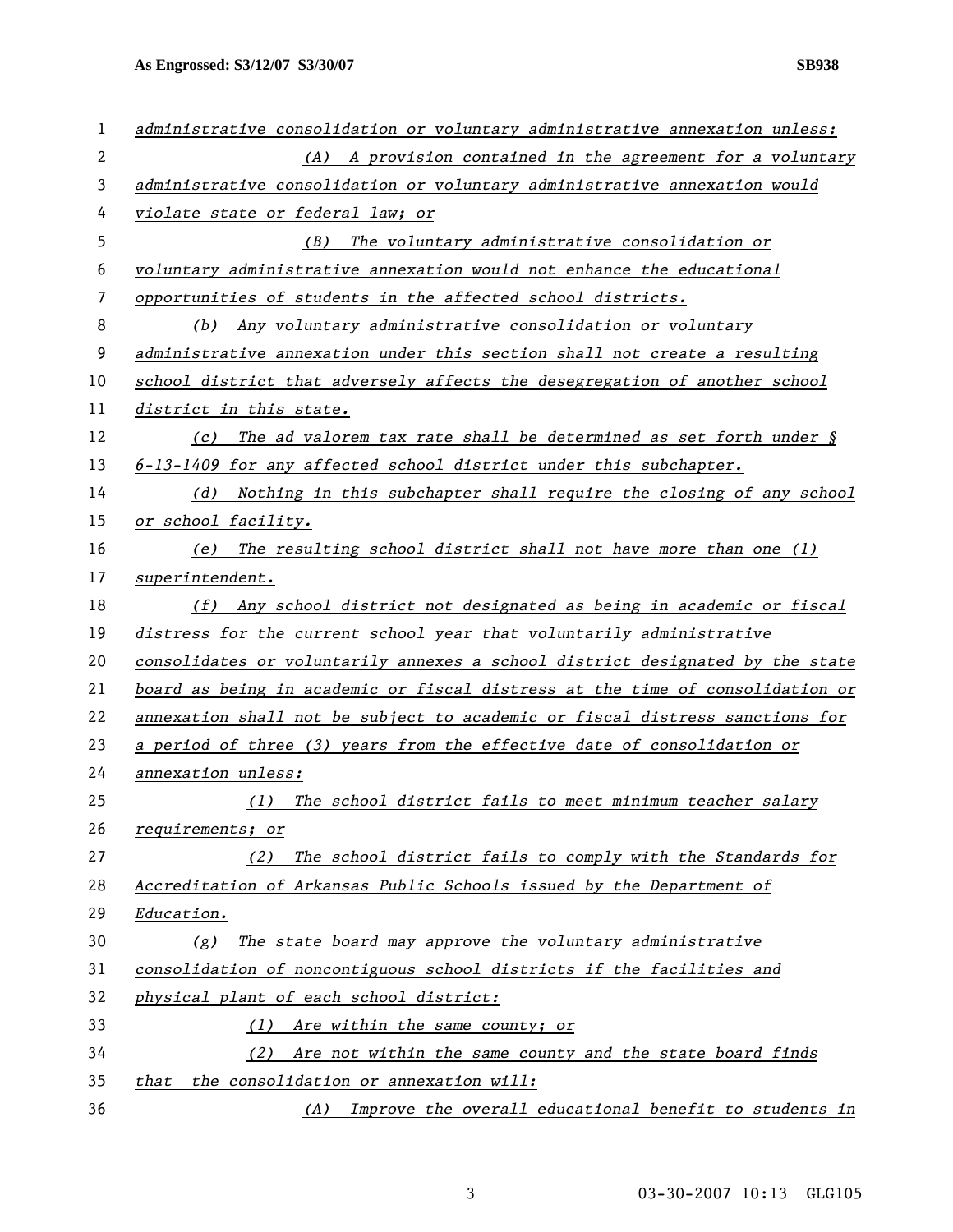*administrative consolidation or voluntary administrative annexation unless:*

*(A) A provision contained in the agreement for a voluntary administrative consolidation or voluntary administrative annexation would violate state or federal law; or*

*(B) The voluntary administrative consolidation or voluntary administrative annexation would not enhance the educational opportunities of students in the affected school districts.*

*(b) Any voluntary administrative consolidation or voluntary administrative annexation under this section shall not create a resulting school district that adversely affects the desegregation of another school district in this state.*

*(c) The ad valorem tax rate shall be determined as set forth under § 6-13-1409 for any affected school district under this subchapter.*

*(d) Nothing in this subchapter shall require the closing of any school or school facility.*

*(e) The resulting school district shall not have more than one (1) superintendent.*

*(f) Any school district not designated as being in academic or fiscal distress for the current school year that voluntarily administrative consolidates or voluntarily annexes a school district designated by the state board as being in academic or fiscal distress at the time of consolidation or annexation shall not be subject to academic or fiscal distress sanctions for a period of three (3) years from the effective date of consolidation or annexation unless:*

*(1) The school district fails to meet minimum teacher salary requirements; or*

*(2) The school district fails to comply with the Standards for Accreditation of Arkansas Public Schools issued by the Department of Education.*

*(g) The state board may approve the voluntary administrative consolidation of noncontiguous school districts if the facilities and physical plant of each school district:*

*(1) Are within the same county; or*

*(2) Are not within the same county and the state board finds that the consolidation or annexation will:*

*(A) Improve the overall educational benefit to students in*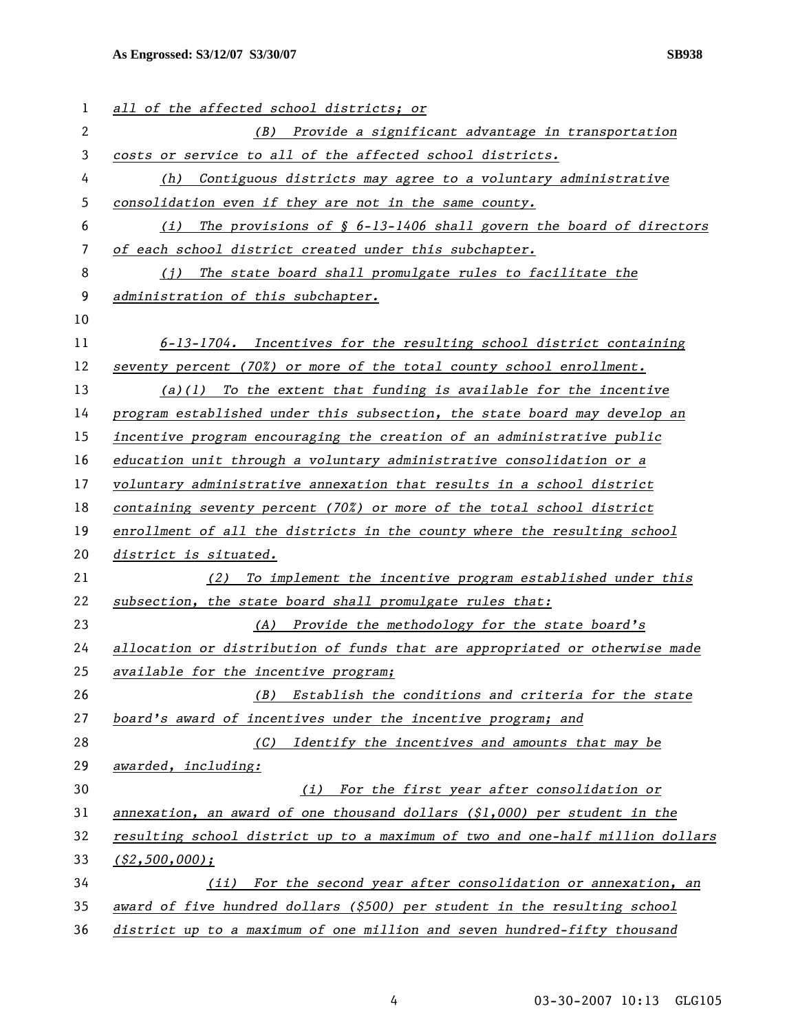all of the affected school districts; or

(B) Provide a significant advantage in transportation costs or service to all of the affected school districts.

(h) Contiguous districts may agree to a voluntary administrative consolidation even if they are not in the same county.

(i) The provisions of § 6-13-1406 shall govern the board of directors of each school district created under this subchapter.

(j) The state board shall promulgate rules to facilitate the administration of this subchapter.

6-13-1704. Incentives for the resulting school district containing seventy percent (70%) or more of the total county school enrollment.

(a)(1) To the extent that funding is available for the incentive program established under this subsection, the state board may develop an incentive program encouraging the creation of an administrative public education unit through a voluntary administrative consolidation or a voluntary administrative annexation that results in a school district containing seventy percent (70%) or more of the total school district enrollment of all the districts in the county where the resulting school district is situated.

(2) To implement the incentive program established under this subsection, the state board shall promulgate rules that:

(A) Provide the methodology for the state board's allocation or distribution of funds that are appropriated or otherwise made available for the incentive program;

(B) Establish the conditions and criteria for the state board's award of incentives under the incentive program; and

(C) Identify the incentives and amounts that may be awarded, including:

(i) For the first year after consolidation or annexation, an award of one thousand dollars ($1,000) per student in the resulting school district up to a maximum of two and one-half million dollars ($2,500,000);

(ii) For the second year after consolidation or annexation, an award of five hundred dollars ($500) per student in the resulting school district up to a maximum of one million and seven hundred-fifty thousand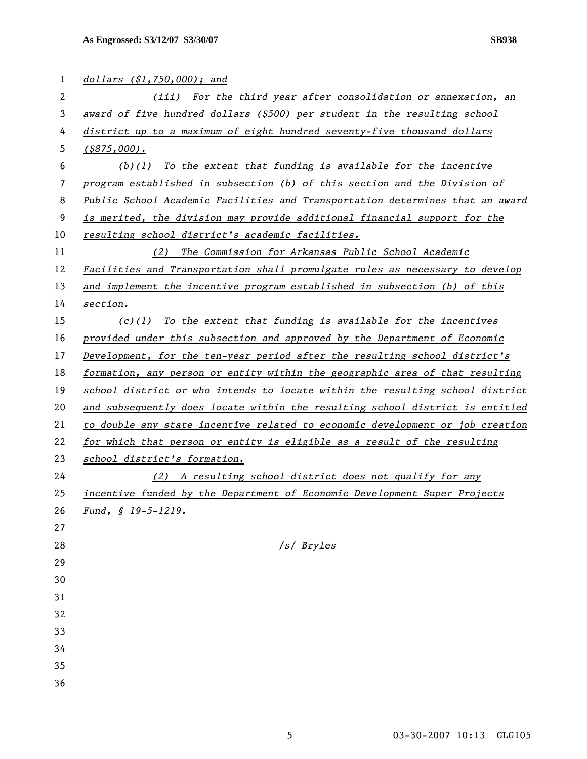*dollars ($1,750,000); and*

*(iii) For the third year after consolidation or annexation, an award of five hundred dollars ($500) per student in the resulting school district up to a maximum of eight hundred seventy-five thousand dollars ($875,000).*

*(b)(1) To the extent that funding is available for the incentive program established in subsection (b) of this section and the Division of Public School Academic Facilities and Transportation determines that an award is merited, the division may provide additional financial support for the resulting school district's academic facilities.*

*(2) The Commission for Arkansas Public School Academic Facilities and Transportation shall promulgate rules as necessary to develop and implement the incentive program established in subsection (b) of this section.*

*(c)(1) To the extent that funding is available for the incentives provided under this subsection and approved by the Department of Economic Development, for the ten-year period after the resulting school district's formation, any person or entity within the geographic area of that resulting school district or who intends to locate within the resulting school district and subsequently does locate within the resulting school district is entitled to double any state incentive related to economic development or job creation for which that person or entity is eligible as a result of the resulting school district's formation.*

*(2) A resulting school district does not qualify for any incentive funded by the Department of Economic Development Super Projects Fund, § 19-5-1219.*

*/s/ Bryles*